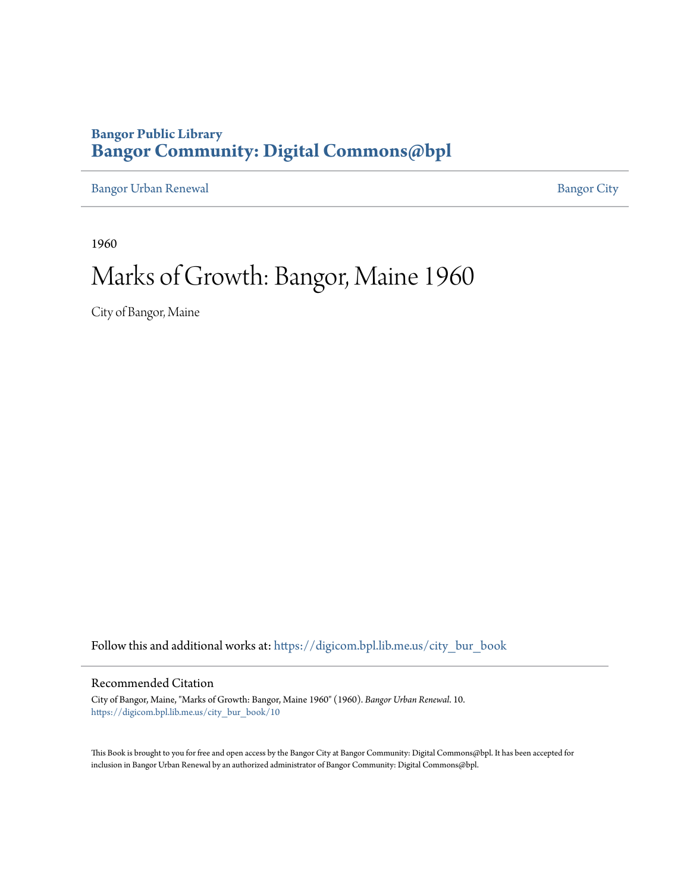**Bangor Public Library**
**Bangor Community: Digital Commons@bpl**

Bangor Urban Renewal | Bangor City

1960

# Marks of Growth: Bangor, Maine 1960

City of Bangor, Maine

Follow this and additional works at: https://digicom.bpl.lib.me.us/city_bur_book

## Recommended Citation

City of Bangor, Maine, "Marks of Growth: Bangor, Maine 1960" (1960). *Bangor Urban Renewal*. 10.
https://digicom.bpl.lib.me.us/city_bur_book/10

This Book is brought to you for free and open access by the Bangor City at Bangor Community: Digital Commons@bpl. It has been accepted for inclusion in Bangor Urban Renewal by an authorized administrator of Bangor Community: Digital Commons@bpl.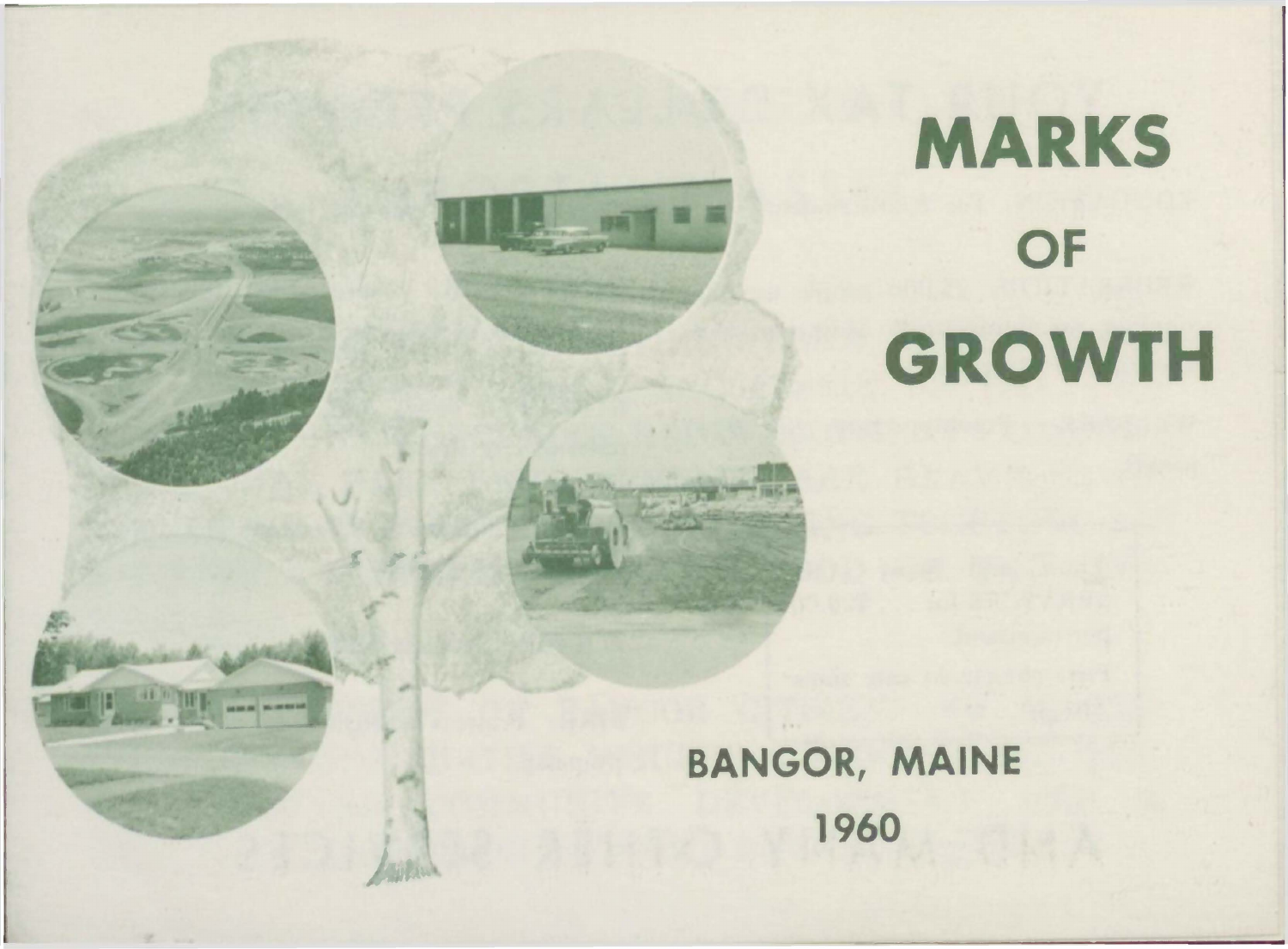# MARKS

# OF

# GROWTH

BANGOR, MAINE

1960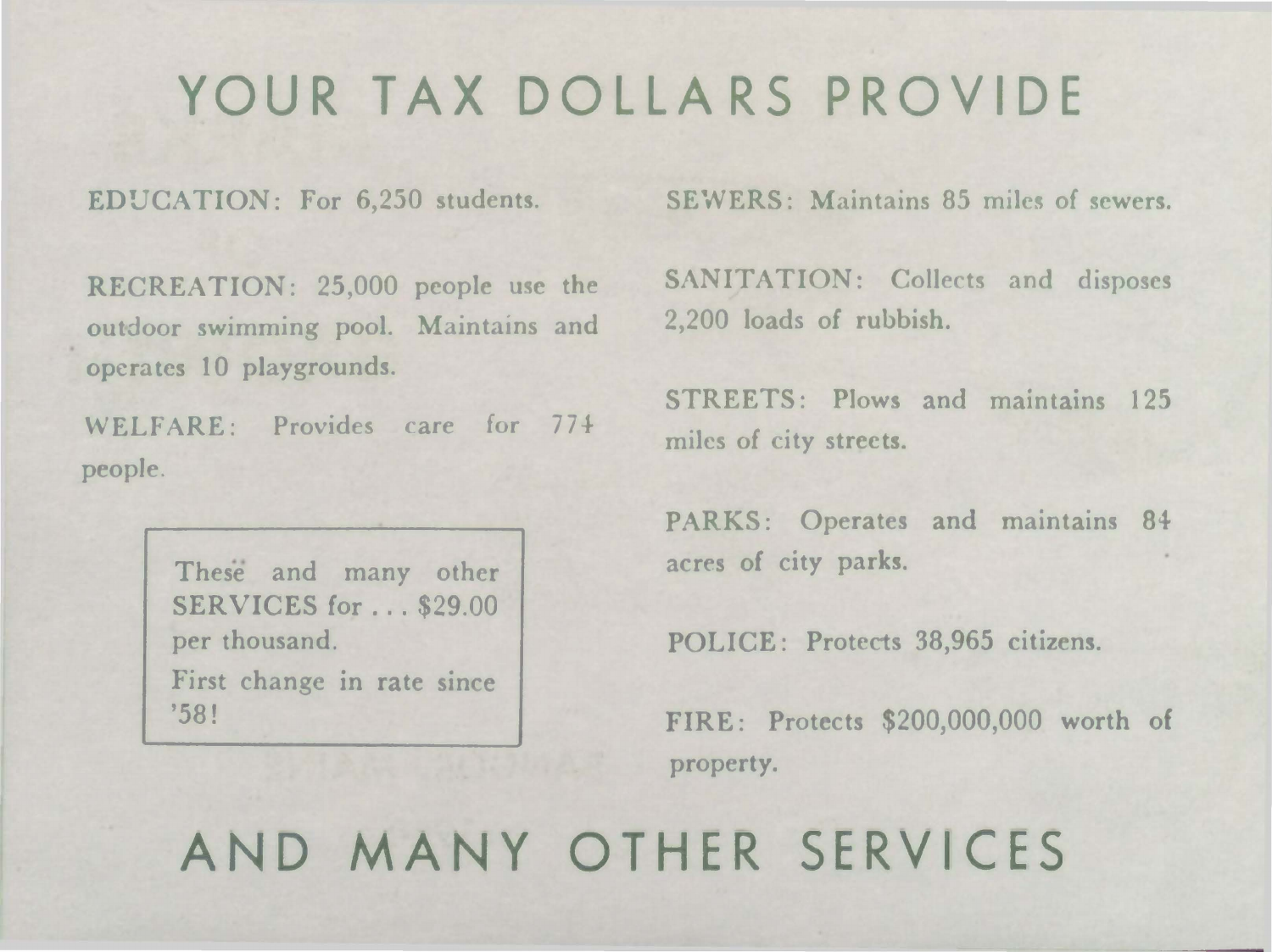# YOUR TAX DOLLARS PROVIDE

EDUCATION: For 6,250 students.

RECREATION: 25,000 people use the outdoor swimming pool. Maintains and operates 10 playgrounds.

WELFARE: Provides care for 774 people.

> These and many other SERVICES for . . . $29.00 per thousand.
>
> First change in rate since '58!

SEWERS: Maintains 85 miles of sewers.

SANITATION: Collects and disposes 2,200 loads of rubbish.

STREETS: Plows and maintains 125 miles of city streets.

PARKS: Operates and maintains 84 acres of city parks.

POLICE: Protects 38,965 citizens.

FIRE: Protects $200,000,000 worth of property.

# AND MANY OTHER SERVICES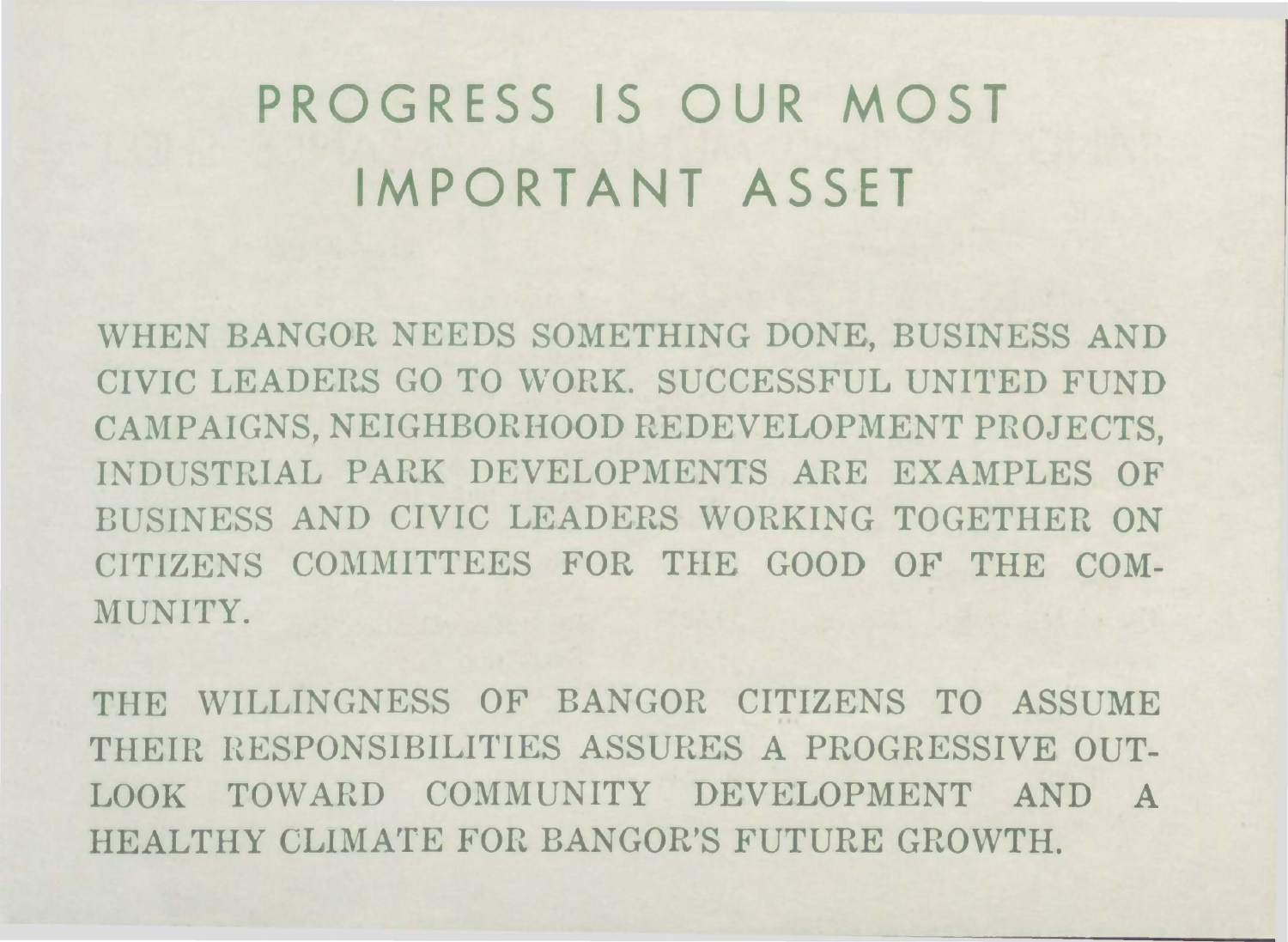# PROGRESS IS OUR MOST IMPORTANT ASSET

WHEN BANGOR NEEDS SOMETHING DONE, BUSINESS AND CIVIC LEADERS GO TO WORK. SUCCESSFUL UNITED FUND CAMPAIGNS, NEIGHBORHOOD REDEVELOPMENT PROJECTS, INDUSTRIAL PARK DEVELOPMENTS ARE EXAMPLES OF BUSINESS AND CIVIC LEADERS WORKING TOGETHER ON CITIZENS COMMITTEES FOR THE GOOD OF THE COMMUNITY.

THE WILLINGNESS OF BANGOR CITIZENS TO ASSUME THEIR RESPONSIBILITIES ASSURES A PROGRESSIVE OUTLOOK TOWARD COMMUNITY DEVELOPMENT AND A HEALTHY CLIMATE FOR BANGOR'S FUTURE GROWTH.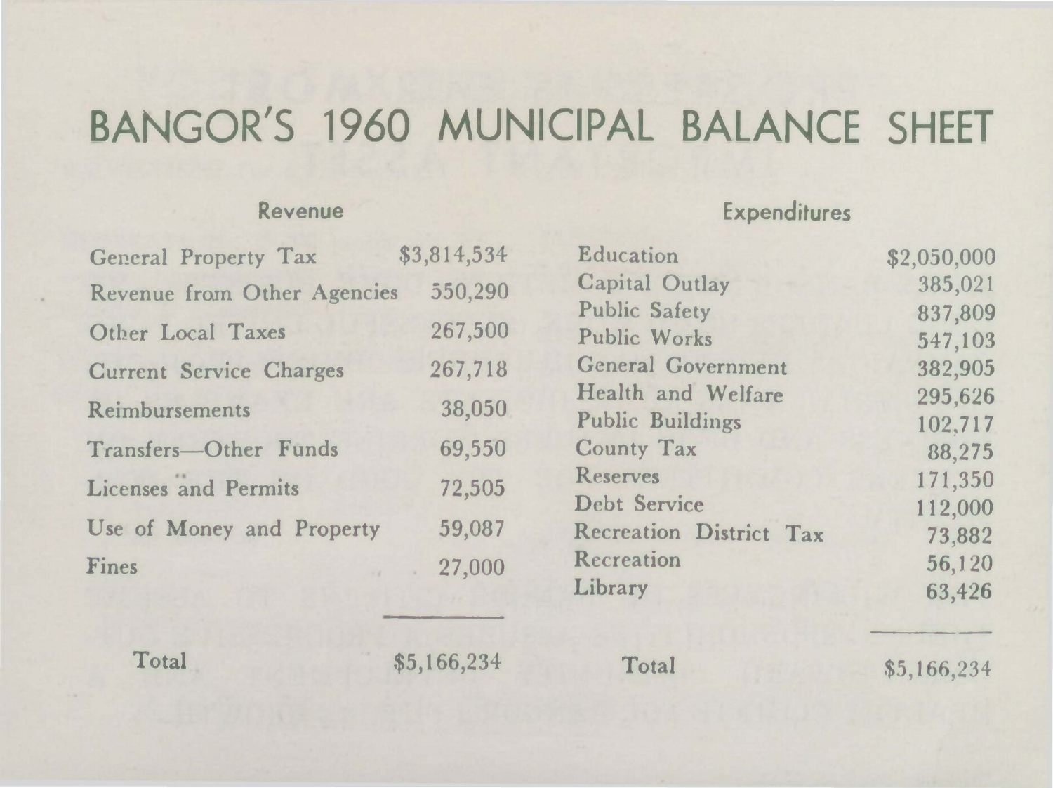# BANGOR'S 1960 MUNICIPAL BALANCE SHEET

## Revenue

| | |
|---|---|
| General Property Tax | $3,814,534 |
| Revenue from Other Agencies | 550,290 |
| Other Local Taxes | 267,500 |
| Current Service Charges | 267,718 |
| Reimbursements | 38,050 |
| Transfers—Other Funds | 69,550 |
| Licenses and Permits | 72,505 |
| Use of Money and Property | 59,087 |
| Fines | 27,000 |
| Total | $5,166,234 |

## Expenditures

| | |
|---|---|
| Education | $2,050,000 |
| Capital Outlay | 385,021 |
| Public Safety | 837,809 |
| Public Works | 547,103 |
| General Government | 382,905 |
| Health and Welfare | 295,626 |
| Public Buildings | 102,717 |
| County Tax | 88,275 |
| Reserves | 171,350 |
| Debt Service | 112,000 |
| Recreation District Tax | 73,882 |
| Recreation | 56,120 |
| Library | 63,426 |
| Total | $5,166,234 |